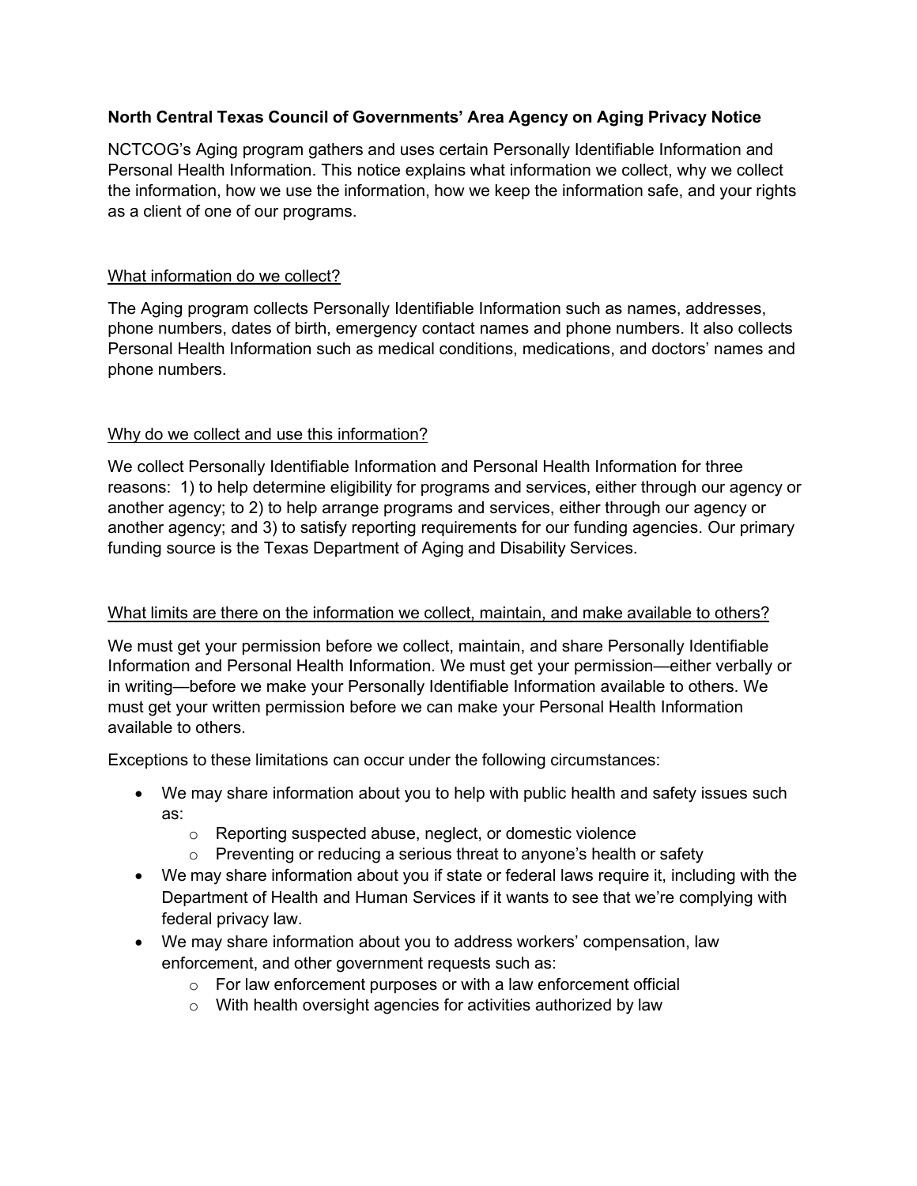**North Central Texas Council of Governments' Area Agency on Aging Privacy Notice**

NCTCOG's Aging program gathers and uses certain Personally Identifiable Information and Personal Health Information. This notice explains what information we collect, why we collect the information, how we use the information, how we keep the information safe, and your rights as a client of one of our programs.

<u>What information do we collect?</u>

The Aging program collects Personally Identifiable Information such as names, addresses, phone numbers, dates of birth, emergency contact names and phone numbers. It also collects Personal Health Information such as medical conditions, medications, and doctors' names and phone numbers.

<u>Why do we collect and use this information?</u>

We collect Personally Identifiable Information and Personal Health Information for three reasons: 1) to help determine eligibility for programs and services, either through our agency or another agency; to 2) to help arrange programs and services, either through our agency or another agency; and 3) to satisfy reporting requirements for our funding agencies. Our primary funding source is the Texas Department of Aging and Disability Services.

<u>What limits are there on the information we collect, maintain, and make available to others?</u>

We must get your permission before we collect, maintain, and share Personally Identifiable Information and Personal Health Information. We must get your permission—either verbally or in writing—before we make your Personally Identifiable Information available to others. We must get your written permission before we can make your Personal Health Information available to others.

Exceptions to these limitations can occur under the following circumstances:

- We may share information about you to help with public health and safety issues such as:
    - Reporting suspected abuse, neglect, or domestic violence
    - Preventing or reducing a serious threat to anyone's health or safety
- We may share information about you if state or federal laws require it, including with the Department of Health and Human Services if it wants to see that we're complying with federal privacy law.
- We may share information about you to address workers' compensation, law enforcement, and other government requests such as:
    - For law enforcement purposes or with a law enforcement official
    - With health oversight agencies for activities authorized by law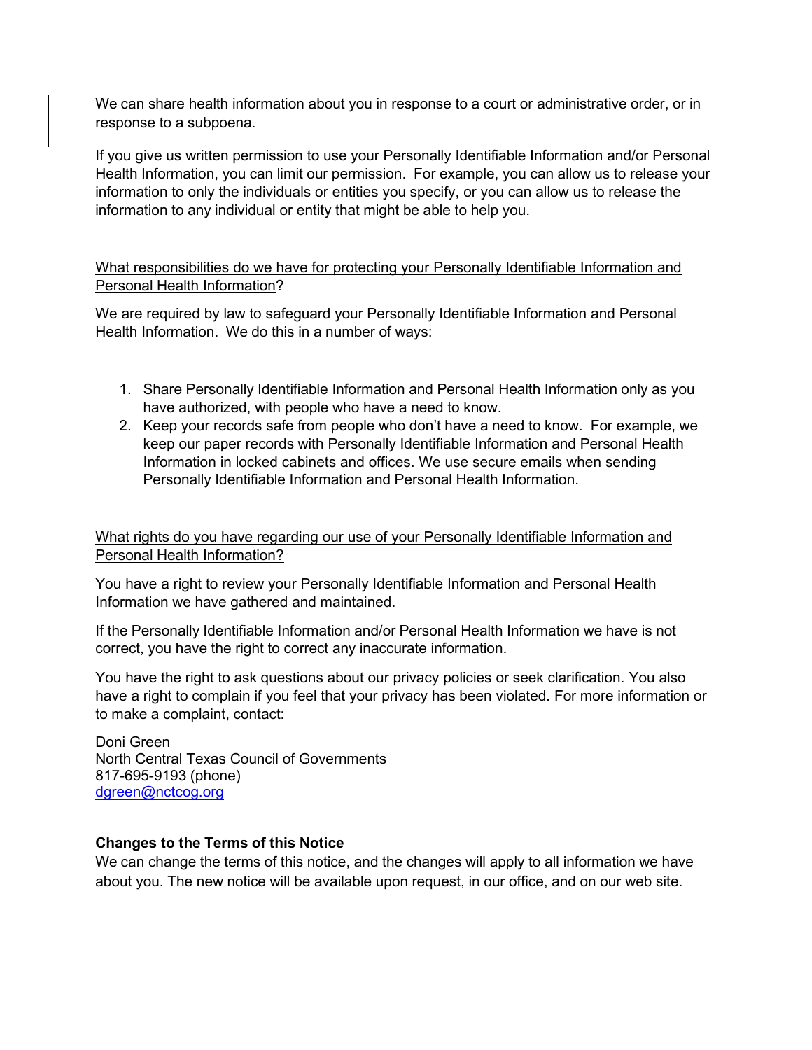We can share health information about you in response to a court or administrative order, or in response to a subpoena.

If you give us written permission to use your Personally Identifiable Information and/or Personal Health Information, you can limit our permission. For example, you can allow us to release your information to only the individuals or entities you specify, or you can allow us to release the information to any individual or entity that might be able to help you.

<u>What responsibilities do we have for protecting your Personally Identifiable Information and Personal Health Information</u>?

We are required by law to safeguard your Personally Identifiable Information and Personal Health Information. We do this in a number of ways:

1. Share Personally Identifiable Information and Personal Health Information only as you have authorized, with people who have a need to know.
2. Keep your records safe from people who don't have a need to know. For example, we keep our paper records with Personally Identifiable Information and Personal Health Information in locked cabinets and offices. We use secure emails when sending Personally Identifiable Information and Personal Health Information.

<u>What rights do you have regarding our use of your Personally Identifiable Information and Personal Health Information?</u>

You have a right to review your Personally Identifiable Information and Personal Health Information we have gathered and maintained.

If the Personally Identifiable Information and/or Personal Health Information we have is not correct, you have the right to correct any inaccurate information.

You have the right to ask questions about our privacy policies or seek clarification. You also have a right to complain if you feel that your privacy has been violated. For more information or to make a complaint, contact:

Doni Green
North Central Texas Council of Governments
817-695-9193 (phone)
dgreen@nctcog.org

**Changes to the Terms of this Notice**
We can change the terms of this notice, and the changes will apply to all information we have about you. The new notice will be available upon request, in our office, and on our web site.